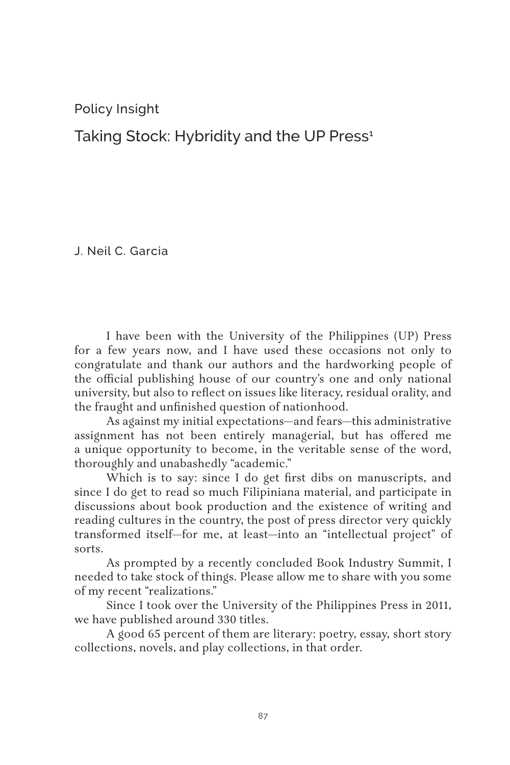Policy Insight

# Taking Stock: Hybridity and the UP Press[1]

J. Neil C. Garcia

I have been with the University of the Philippines (UP) Press for a few years now, and I have used these occasions not only to congratulate and thank our authors and the hardworking people of the official publishing house of our country's one and only national university, but also to reflect on issues like literacy, residual orality, and the fraught and unfinished question of nationhood.

As against my initial expectations—and fears—this administrative assignment has not been entirely managerial, but has offered me a unique opportunity to become, in the veritable sense of the word, thoroughly and unabashedly "academic."

Which is to say: since I do get first dibs on manuscripts, and since I do get to read so much Filipiniana material, and participate in discussions about book production and the existence of writing and reading cultures in the country, the post of press director very quickly transformed itself—for me, at least—into an "intellectual project" of sorts.

As prompted by a recently concluded Book Industry Summit, I needed to take stock of things. Please allow me to share with you some of my recent "realizations."

Since I took over the University of the Philippines Press in 2011, we have published around 330 titles.

A good 65 percent of them are literary: poetry, essay, short story collections, novels, and play collections, in that order.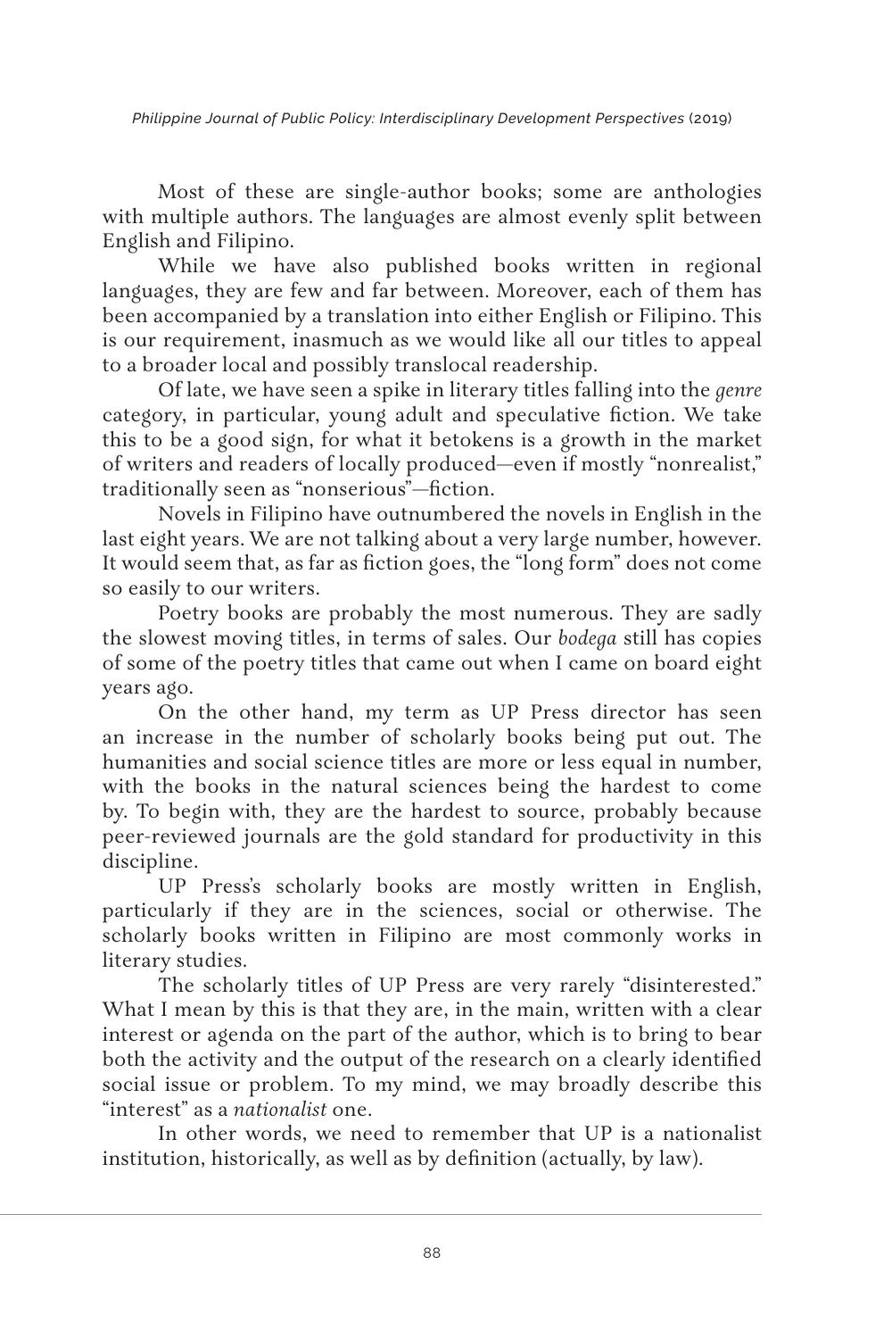Most of these are single-author books; some are anthologies with multiple authors. The languages are almost evenly split between English and Filipino.

While we have also published books written in regional languages, they are few and far between. Moreover, each of them has been accompanied by a translation into either English or Filipino. This is our requirement, inasmuch as we would like all our titles to appeal to a broader local and possibly translocal readership.

Of late, we have seen a spike in literary titles falling into the *genre* category, in particular, young adult and speculative fiction. We take this to be a good sign, for what it betokens is a growth in the market of writers and readers of locally produced—even if mostly "nonrealist," traditionally seen as "nonserious"—fiction.

Novels in Filipino have outnumbered the novels in English in the last eight years. We are not talking about a very large number, however. It would seem that, as far as fiction goes, the "long form" does not come so easily to our writers.

Poetry books are probably the most numerous. They are sadly the slowest moving titles, in terms of sales. Our *bodega* still has copies of some of the poetry titles that came out when I came on board eight years ago.

On the other hand, my term as UP Press director has seen an increase in the number of scholarly books being put out. The humanities and social science titles are more or less equal in number, with the books in the natural sciences being the hardest to come by. To begin with, they are the hardest to source, probably because peer-reviewed journals are the gold standard for productivity in this discipline.

UP Press's scholarly books are mostly written in English, particularly if they are in the sciences, social or otherwise. The scholarly books written in Filipino are most commonly works in literary studies.

The scholarly titles of UP Press are very rarely "disinterested." What I mean by this is that they are, in the main, written with a clear interest or agenda on the part of the author, which is to bring to bear both the activity and the output of the research on a clearly identified social issue or problem. To my mind, we may broadly describe this "interest" as a *nationalist* one.

In other words, we need to remember that UP is a nationalist institution, historically, as well as by definition (actually, by law).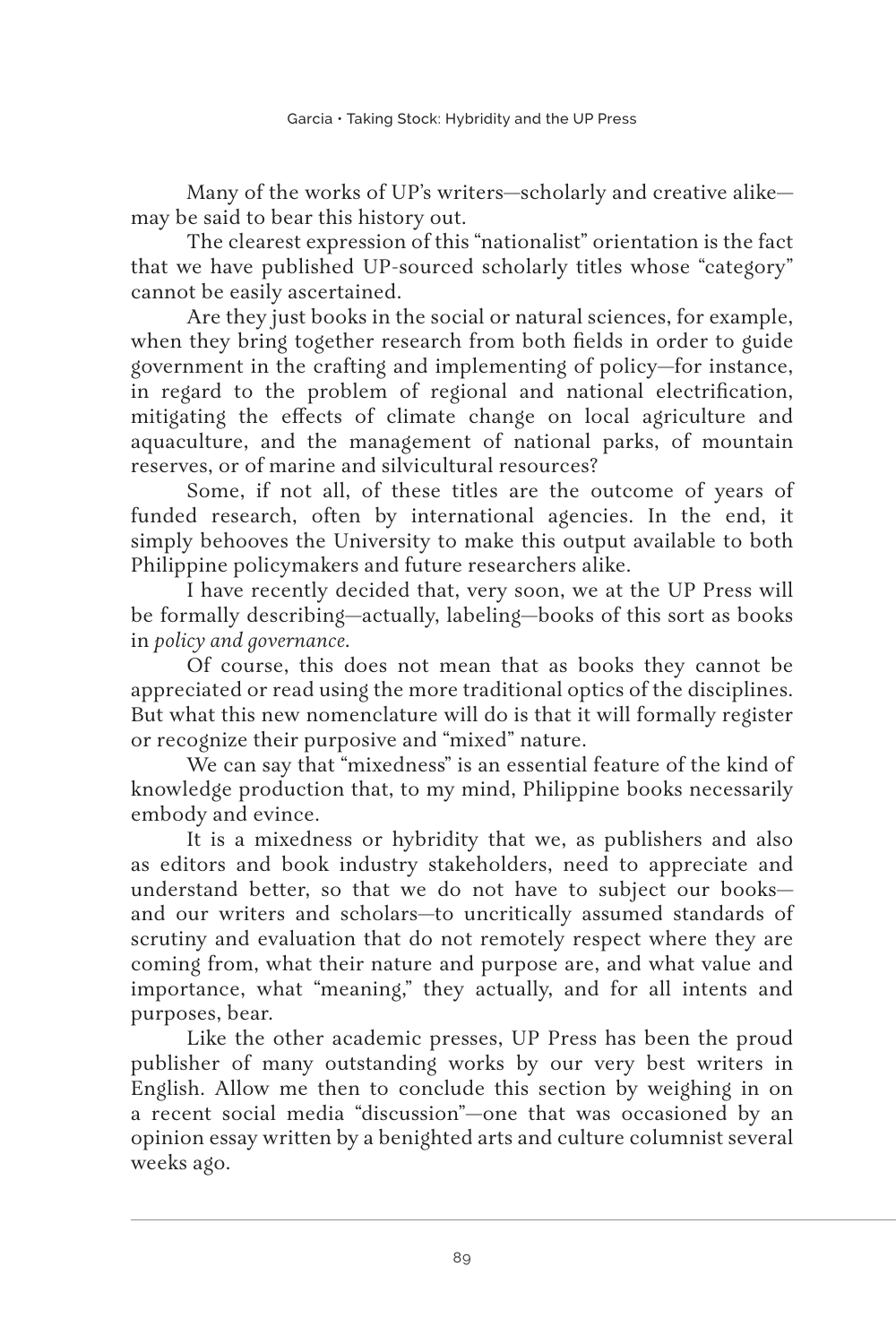Many of the works of UP's writers—scholarly and creative alike—may be said to bear this history out.

The clearest expression of this "nationalist" orientation is the fact that we have published UP-sourced scholarly titles whose "category" cannot be easily ascertained.

Are they just books in the social or natural sciences, for example, when they bring together research from both fields in order to guide government in the crafting and implementing of policy—for instance, in regard to the problem of regional and national electrification, mitigating the effects of climate change on local agriculture and aquaculture, and the management of national parks, of mountain reserves, or of marine and silvicultural resources?

Some, if not all, of these titles are the outcome of years of funded research, often by international agencies. In the end, it simply behooves the University to make this output available to both Philippine policymakers and future researchers alike.

I have recently decided that, very soon, we at the UP Press will be formally describing—actually, labeling—books of this sort as books in *policy and governance*.

Of course, this does not mean that as books they cannot be appreciated or read using the more traditional optics of the disciplines. But what this new nomenclature will do is that it will formally register or recognize their purposive and "mixed" nature.

We can say that "mixedness" is an essential feature of the kind of knowledge production that, to my mind, Philippine books necessarily embody and evince.

It is a mixedness or hybridity that we, as publishers and also as editors and book industry stakeholders, need to appreciate and understand better, so that we do not have to subject our books—and our writers and scholars—to uncritically assumed standards of scrutiny and evaluation that do not remotely respect where they are coming from, what their nature and purpose are, and what value and importance, what "meaning," they actually, and for all intents and purposes, bear.

Like the other academic presses, UP Press has been the proud publisher of many outstanding works by our very best writers in English. Allow me then to conclude this section by weighing in on a recent social media "discussion"—one that was occasioned by an opinion essay written by a benighted arts and culture columnist several weeks ago.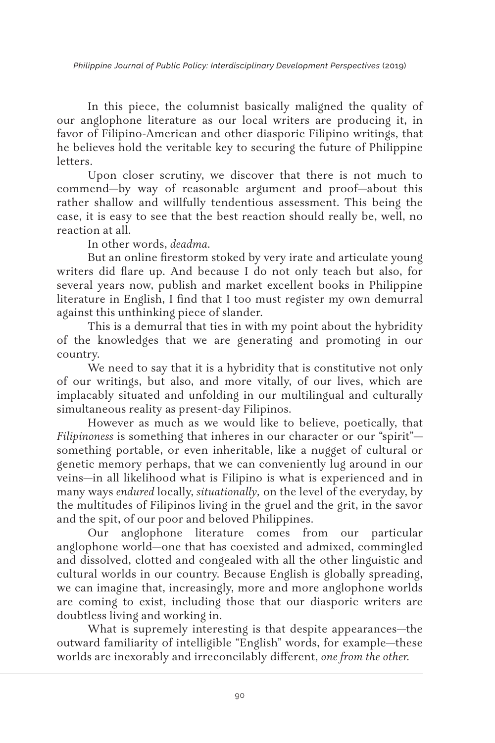In this piece, the columnist basically maligned the quality of our anglophone literature as our local writers are producing it, in favor of Filipino-American and other diasporic Filipino writings, that he believes hold the veritable key to securing the future of Philippine letters.

Upon closer scrutiny, we discover that there is not much to commend—by way of reasonable argument and proof—about this rather shallow and willfully tendentious assessment. This being the case, it is easy to see that the best reaction should really be, well, no reaction at all.

In other words, *deadma.*

But an online firestorm stoked by very irate and articulate young writers did flare up. And because I do not only teach but also, for several years now, publish and market excellent books in Philippine literature in English, I find that I too must register my own demurral against this unthinking piece of slander.

This is a demurral that ties in with my point about the hybridity of the knowledges that we are generating and promoting in our country.

We need to say that it is a hybridity that is constitutive not only of our writings, but also, and more vitally, of our lives, which are implacably situated and unfolding in our multilingual and culturally simultaneous reality as present-day Filipinos.

However as much as we would like to believe, poetically, that *Filipinoness* is something that inheres in our character or our "spirit"—something portable, or even inheritable, like a nugget of cultural or genetic memory perhaps, that we can conveniently lug around in our veins—in all likelihood what is Filipino is what is experienced and in many ways *endured* locally, *situationally,* on the level of the everyday, by the multitudes of Filipinos living in the gruel and the grit, in the savor and the spit, of our poor and beloved Philippines.

Our anglophone literature comes from our particular anglophone world—one that has coexisted and admixed, commingled and dissolved, clotted and congealed with all the other linguistic and cultural worlds in our country. Because English is globally spreading, we can imagine that, increasingly, more and more anglophone worlds are coming to exist, including those that our diasporic writers are doubtless living and working in.

What is supremely interesting is that despite appearances—the outward familiarity of intelligible "English" words, for example—these worlds are inexorably and irreconcilably different, *one from the other.*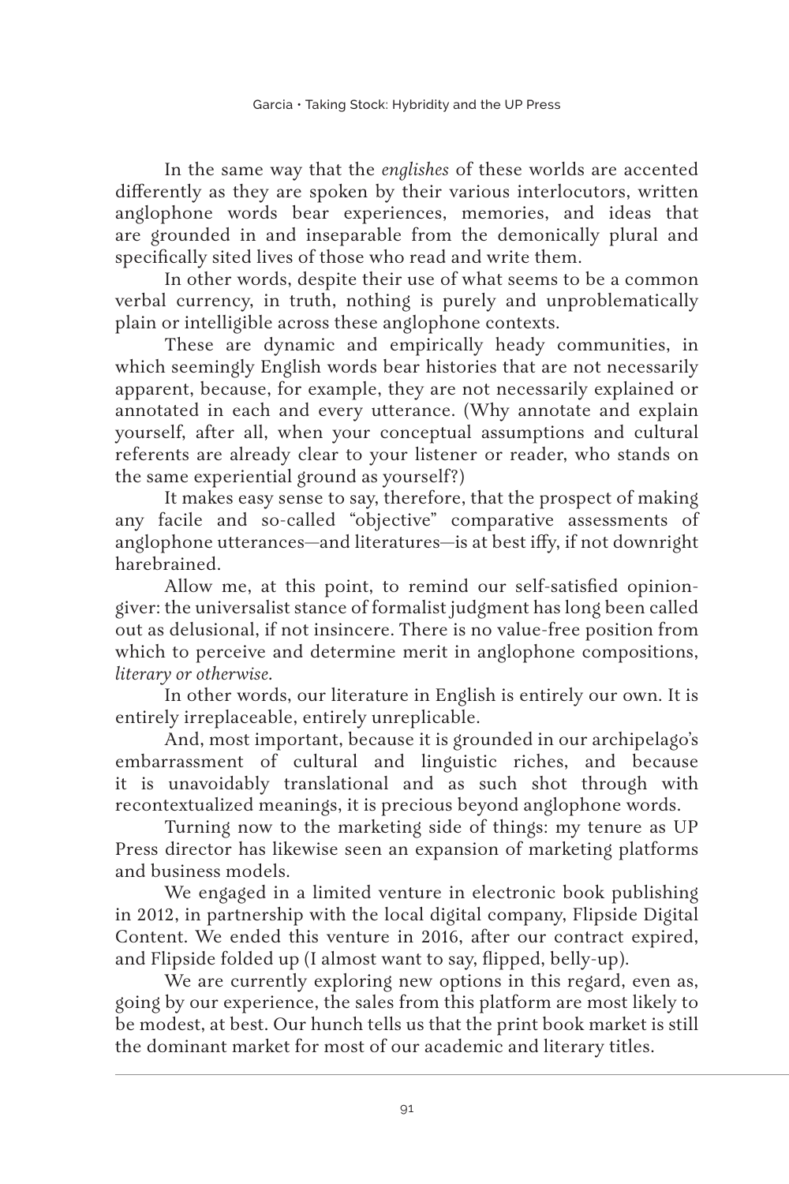In the same way that the *englishes* of these worlds are accented differently as they are spoken by their various interlocutors, written anglophone words bear experiences, memories, and ideas that are grounded in and inseparable from the demonically plural and specifically sited lives of those who read and write them.

In other words, despite their use of what seems to be a common verbal currency, in truth, nothing is purely and unproblematically plain or intelligible across these anglophone contexts.

These are dynamic and empirically heady communities, in which seemingly English words bear histories that are not necessarily apparent, because, for example, they are not necessarily explained or annotated in each and every utterance. (Why annotate and explain yourself, after all, when your conceptual assumptions and cultural referents are already clear to your listener or reader, who stands on the same experiential ground as yourself?)

It makes easy sense to say, therefore, that the prospect of making any facile and so-called "objective" comparative assessments of anglophone utterances—and literatures—is at best iffy, if not downright harebrained.

Allow me, at this point, to remind our self-satisfied opinion-giver: the universalist stance of formalist judgment has long been called out as delusional, if not insincere. There is no value-free position from which to perceive and determine merit in anglophone compositions, *literary or otherwise*.

In other words, our literature in English is entirely our own. It is entirely irreplaceable, entirely unreplicable.

And, most important, because it is grounded in our archipelago's embarrassment of cultural and linguistic riches, and because it is unavoidably translational and as such shot through with recontextualized meanings, it is precious beyond anglophone words.

Turning now to the marketing side of things: my tenure as UP Press director has likewise seen an expansion of marketing platforms and business models.

We engaged in a limited venture in electronic book publishing in 2012, in partnership with the local digital company, Flipside Digital Content. We ended this venture in 2016, after our contract expired, and Flipside folded up (I almost want to say, flipped, belly-up).

We are currently exploring new options in this regard, even as, going by our experience, the sales from this platform are most likely to be modest, at best. Our hunch tells us that the print book market is still the dominant market for most of our academic and literary titles.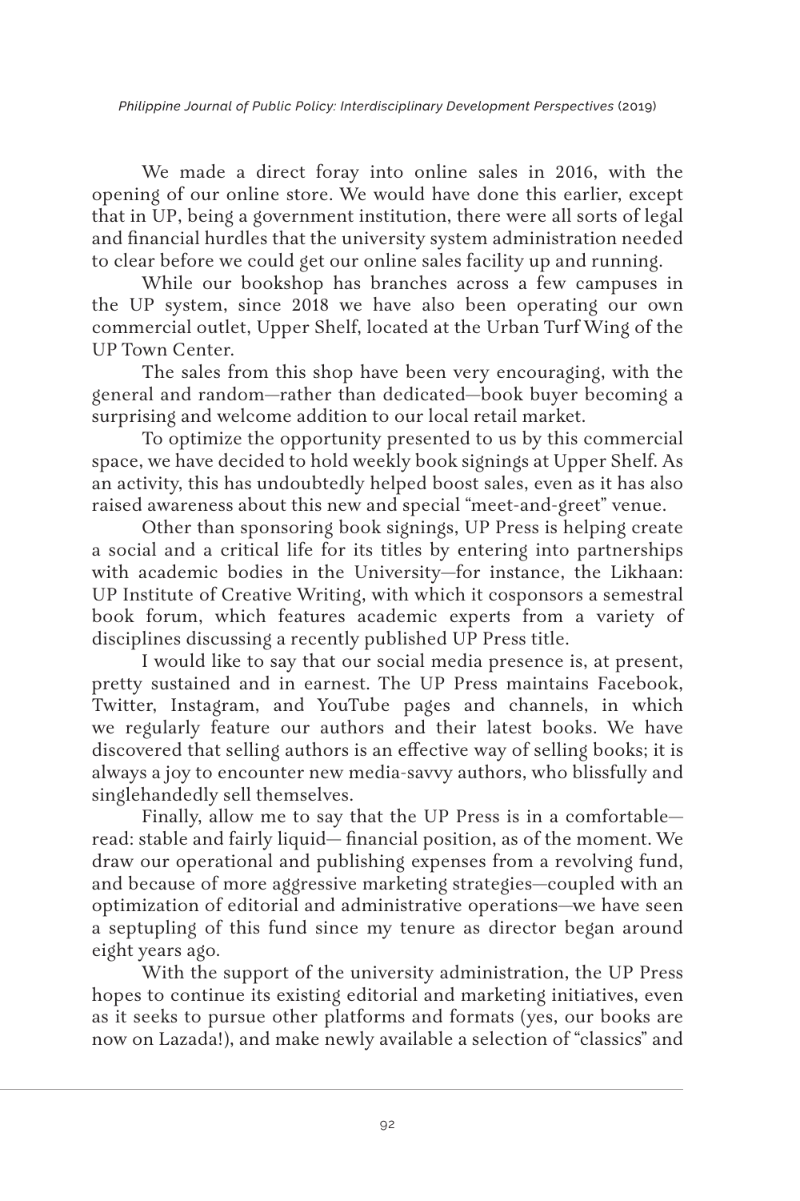We made a direct foray into online sales in 2016, with the opening of our online store. We would have done this earlier, except that in UP, being a government institution, there were all sorts of legal and financial hurdles that the university system administration needed to clear before we could get our online sales facility up and running.

While our bookshop has branches across a few campuses in the UP system, since 2018 we have also been operating our own commercial outlet, Upper Shelf, located at the Urban Turf Wing of the UP Town Center.

The sales from this shop have been very encouraging, with the general and random—rather than dedicated—book buyer becoming a surprising and welcome addition to our local retail market.

To optimize the opportunity presented to us by this commercial space, we have decided to hold weekly book signings at Upper Shelf. As an activity, this has undoubtedly helped boost sales, even as it has also raised awareness about this new and special "meet-and-greet" venue.

Other than sponsoring book signings, UP Press is helping create a social and a critical life for its titles by entering into partnerships with academic bodies in the University—for instance, the Likhaan: UP Institute of Creative Writing, with which it cosponsors a semestral book forum, which features academic experts from a variety of disciplines discussing a recently published UP Press title.

I would like to say that our social media presence is, at present, pretty sustained and in earnest. The UP Press maintains Facebook, Twitter, Instagram, and YouTube pages and channels, in which we regularly feature our authors and their latest books. We have discovered that selling authors is an effective way of selling books; it is always a joy to encounter new media-savvy authors, who blissfully and singlehandedly sell themselves.

Finally, allow me to say that the UP Press is in a comfortable—read: stable and fairly liquid— financial position, as of the moment. We draw our operational and publishing expenses from a revolving fund, and because of more aggressive marketing strategies—coupled with an optimization of editorial and administrative operations—we have seen a septupling of this fund since my tenure as director began around eight years ago.

With the support of the university administration, the UP Press hopes to continue its existing editorial and marketing initiatives, even as it seeks to pursue other platforms and formats (yes, our books are now on Lazada!), and make newly available a selection of "classics" and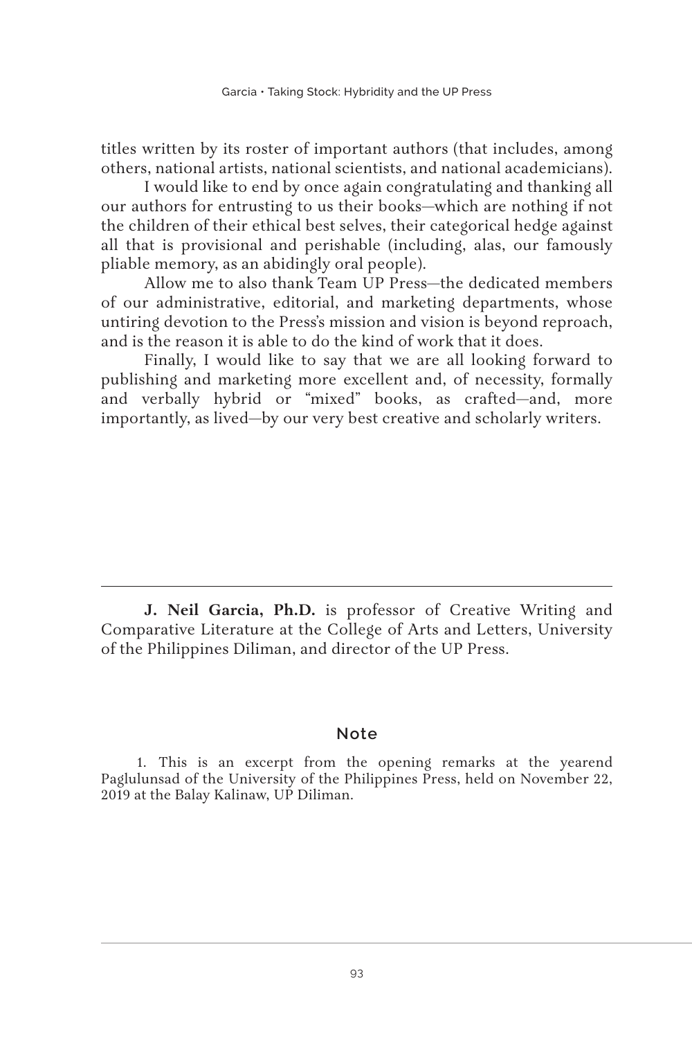titles written by its roster of important authors (that includes, among others, national artists, national scientists, and national academicians).

I would like to end by once again congratulating and thanking all our authors for entrusting to us their books—which are nothing if not the children of their ethical best selves, their categorical hedge against all that is provisional and perishable (including, alas, our famously pliable memory, as an abidingly oral people).

Allow me to also thank Team UP Press—the dedicated members of our administrative, editorial, and marketing departments, whose untiring devotion to the Press's mission and vision is beyond reproach, and is the reason it is able to do the kind of work that it does.

Finally, I would like to say that we are all looking forward to publishing and marketing more excellent and, of necessity, formally and verbally hybrid or "mixed" books, as crafted—and, more importantly, as lived—by our very best creative and scholarly writers.

---

**J. Neil Garcia, Ph.D.** is professor of Creative Writing and Comparative Literature at the College of Arts and Letters, University of the Philippines Diliman, and director of the UP Press.

## Note

1. This is an excerpt from the opening remarks at the yearend Paglulunsad of the University of the Philippines Press, held on November 22, 2019 at the Balay Kalinaw, UP Diliman.